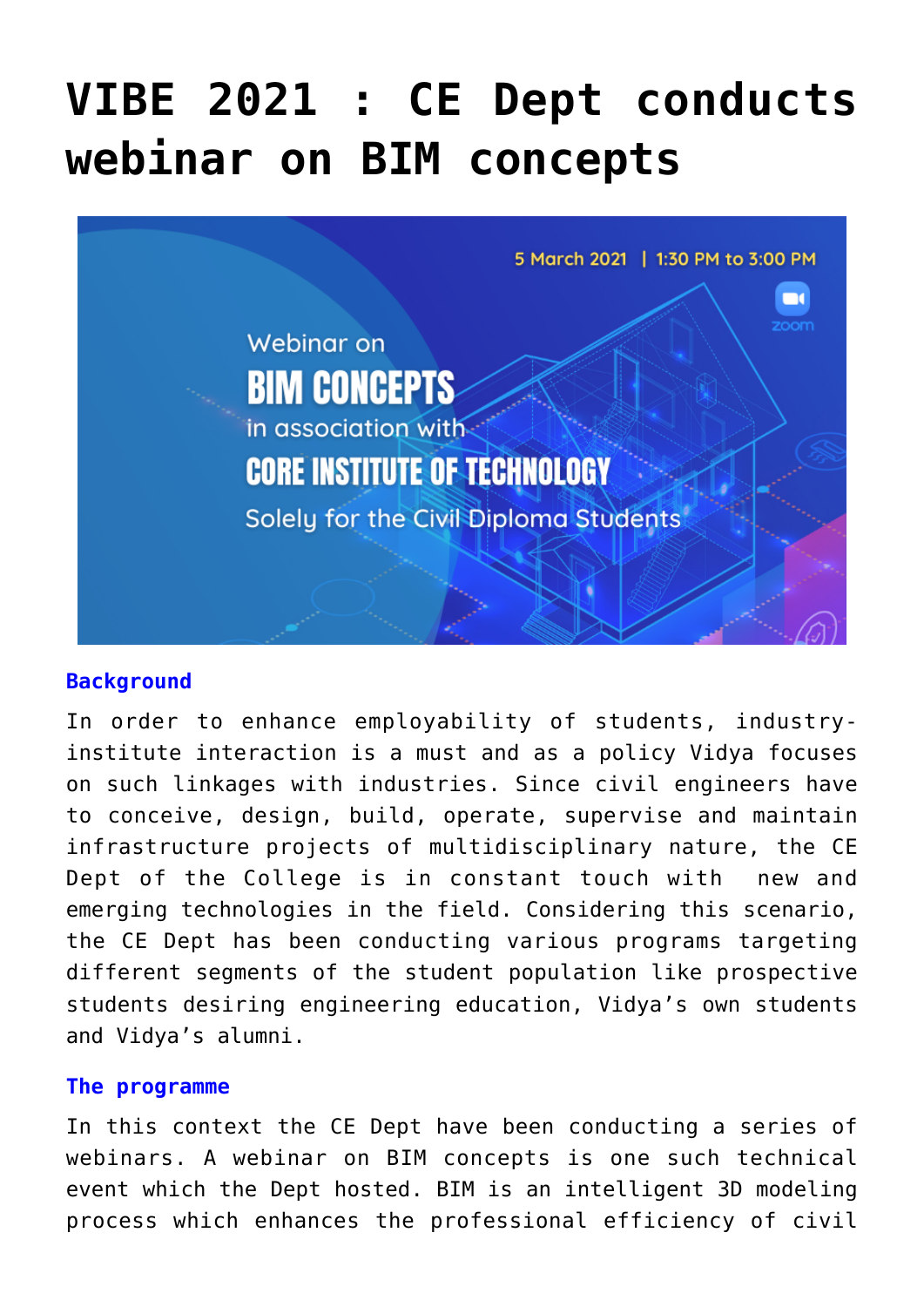# VIBE 2021 : CE Dept conducts webinar on BIM concepts

### Background

In order to enhance employability of students, industry-institute interaction is a must and as a policy Vidya focuses on such linkages with industries. Since civil engineers have to conceive, design, build, operate, supervise and maintain infrastructure projects of multidisciplinary nature, the CE Dept of the College is in constant touch with new and emerging technologies in the field. Considering this scenario, the CE Dept has been conducting various programs targeting different segments of the student population like prospective students desiring engineering education, Vidya's own students and Vidya's alumni.

### The programme

In this context the CE Dept have been conducting a series of webinars. A webinar on BIM concepts is one such technical event which the Dept hosted. BIM is an intelligent 3D modeling process which enhances the professional efficiency of civil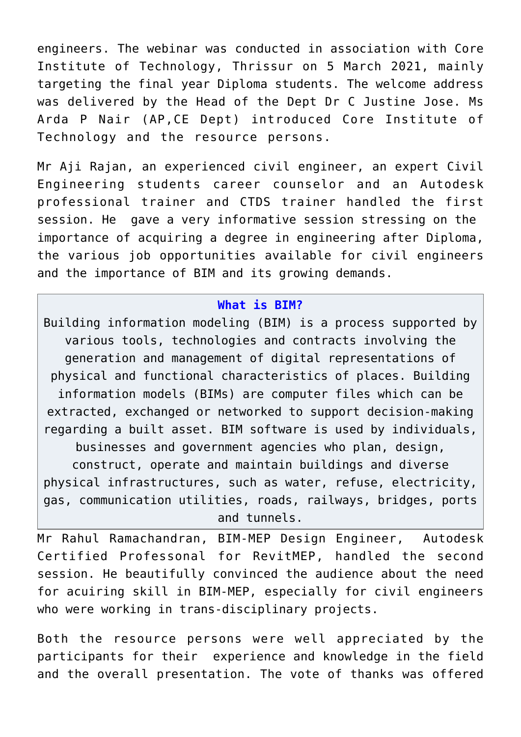engineers. The webinar was conducted in association with Core Institute of Technology, Thrissur on 5 March 2021, mainly targeting the final year Diploma students. The welcome address was delivered by the Head of the Dept Dr C Justine Jose. Ms Arda P Nair (AP,CE Dept) introduced Core Institute of Technology and the resource persons.

Mr Aji Rajan, an experienced civil engineer, an expert Civil Engineering students career counselor and an Autodesk professional trainer and CTDS trainer handled the first session. He gave a very informative session stressing on the importance of acquiring a degree in engineering after Diploma, the various job opportunities available for civil engineers and the importance of BIM and its growing demands.

**What is BIM?**

Building information modeling (BIM) is a process supported by various tools, technologies and contracts involving the generation and management of digital representations of physical and functional characteristics of places. Building information models (BIMs) are computer files which can be extracted, exchanged or networked to support decision-making regarding a built asset. BIM software is used by individuals, businesses and government agencies who plan, design, construct, operate and maintain buildings and diverse physical infrastructures, such as water, refuse, electricity, gas, communication utilities, roads, railways, bridges, ports and tunnels.

Mr Rahul Ramachandran, BIM-MEP Design Engineer, Autodesk Certified Professonal for RevitMEP, handled the second session. He beautifully convinced the audience about the need for acuiring skill in BIM-MEP, especially for civil engineers who were working in trans-disciplinary projects.

Both the resource persons were well appreciated by the participants for their experience and knowledge in the field and the overall presentation. The vote of thanks was offered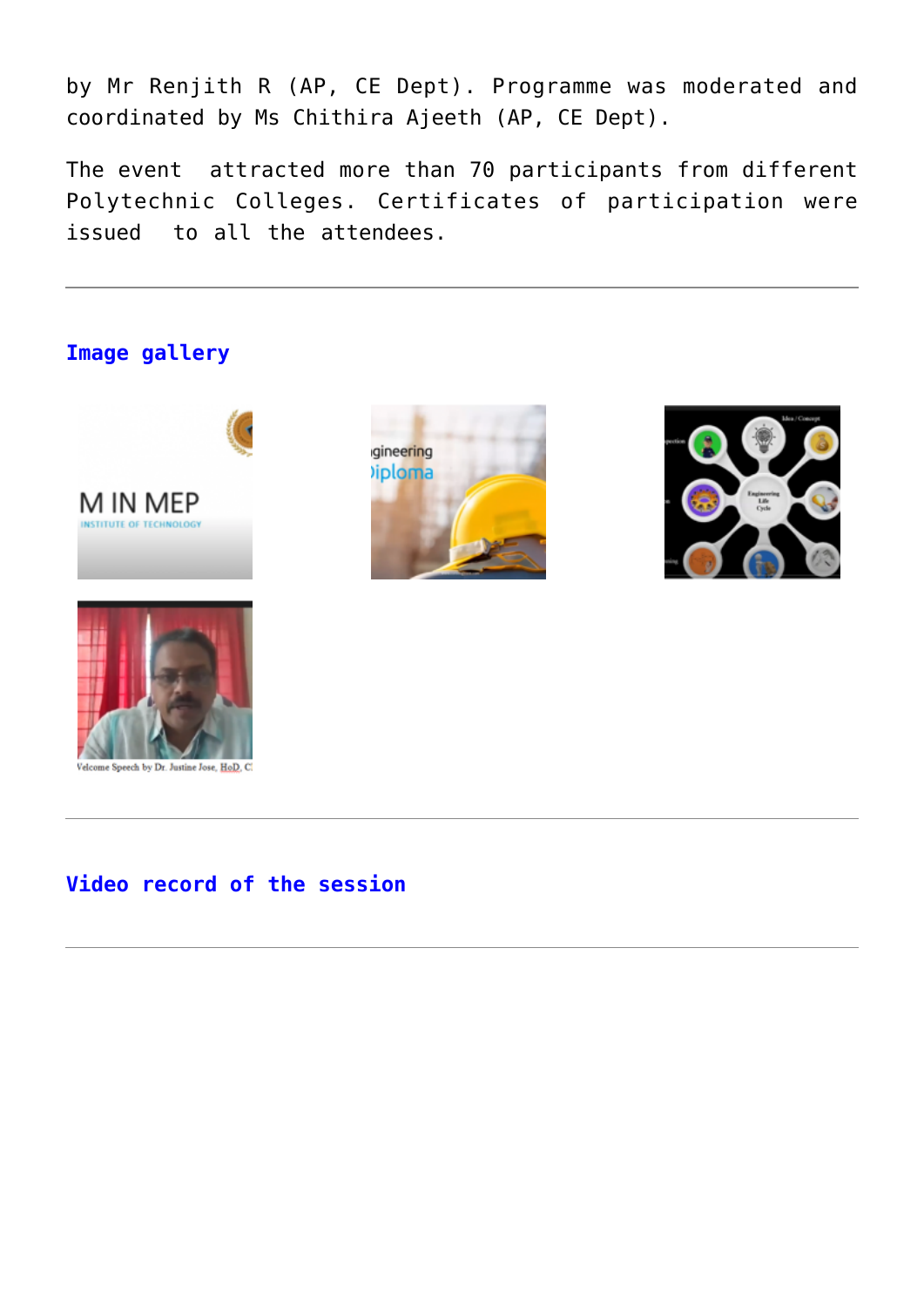by Mr Renjith R (AP, CE Dept). Programme was moderated and coordinated by Ms Chithira Ajeeth (AP, CE Dept).

The event attracted more than 70 participants from different Polytechnic Colleges. Certificates of participation were issued to all the attendees.

---

## Image gallery

---

## Video record of the session

---